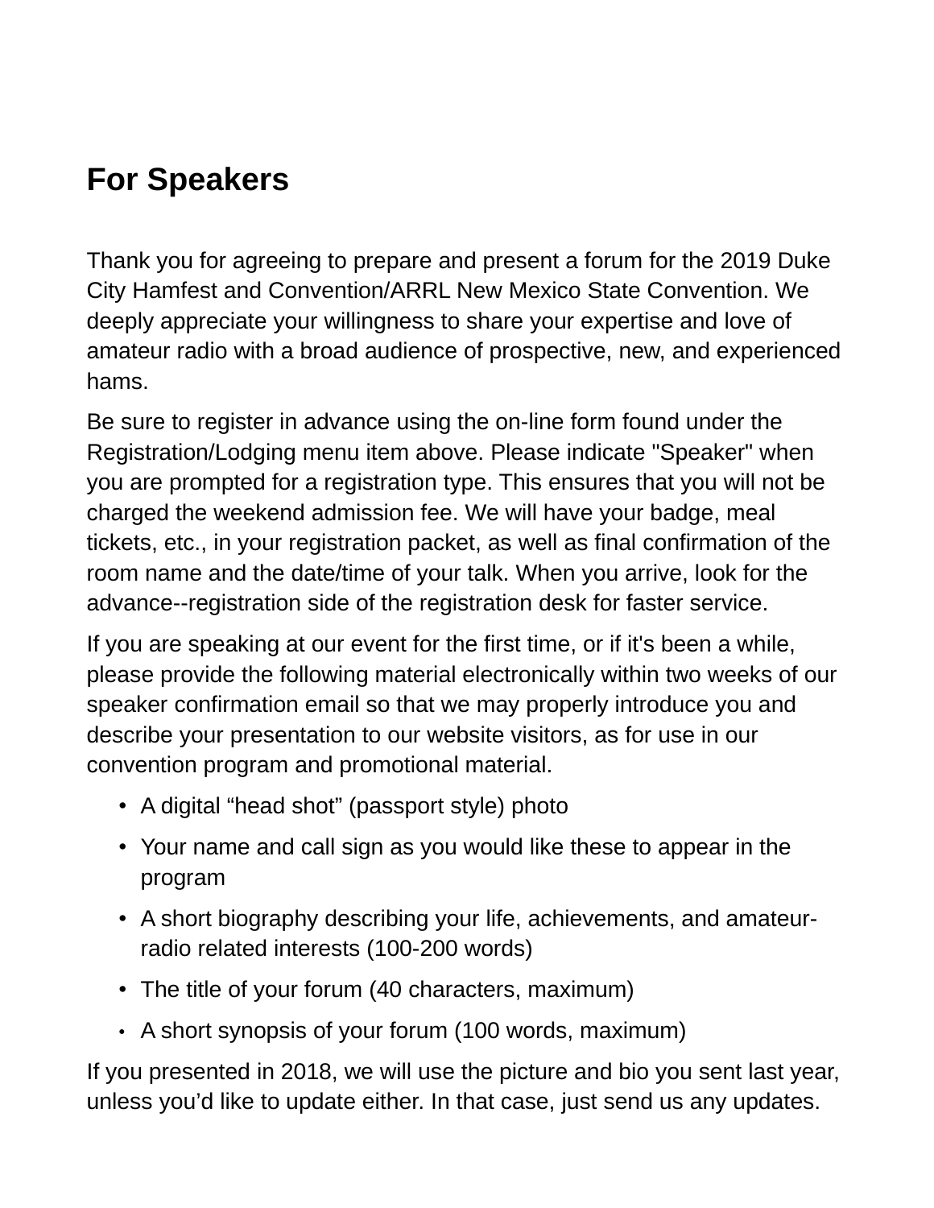# For Speakers

Thank you for agreeing to prepare and present a forum for the 2019 Duke City Hamfest and Convention/ARRL New Mexico State Convention. We deeply appreciate your willingness to share your expertise and love of amateur radio with a broad audience of prospective, new, and experienced hams.

Be sure to register in advance using the on-line form found under the Registration/Lodging menu item above. Please indicate "Speaker" when you are prompted for a registration type. This ensures that you will not be charged the weekend admission fee. We will have your badge, meal tickets, etc., in your registration packet, as well as final confirmation of the room name and the date/time of your talk. When you arrive, look for the advance--registration side of the registration desk for faster service.

If you are speaking at our event for the first time, or if it's been a while, please provide the following material electronically within two weeks of our speaker confirmation email so that we may properly introduce you and describe your presentation to our website visitors, as for use in our convention program and promotional material.

- A digital “head shot” (passport style) photo
- Your name and call sign as you would like these to appear in the program
- A short biography describing your life, achievements, and amateur-radio related interests (100-200 words)
- The title of your forum (40 characters, maximum)
- A short synopsis of your forum (100 words, maximum)

If you presented in 2018, we will use the picture and bio you sent last year, unless you’d like to update either. In that case, just send us any updates.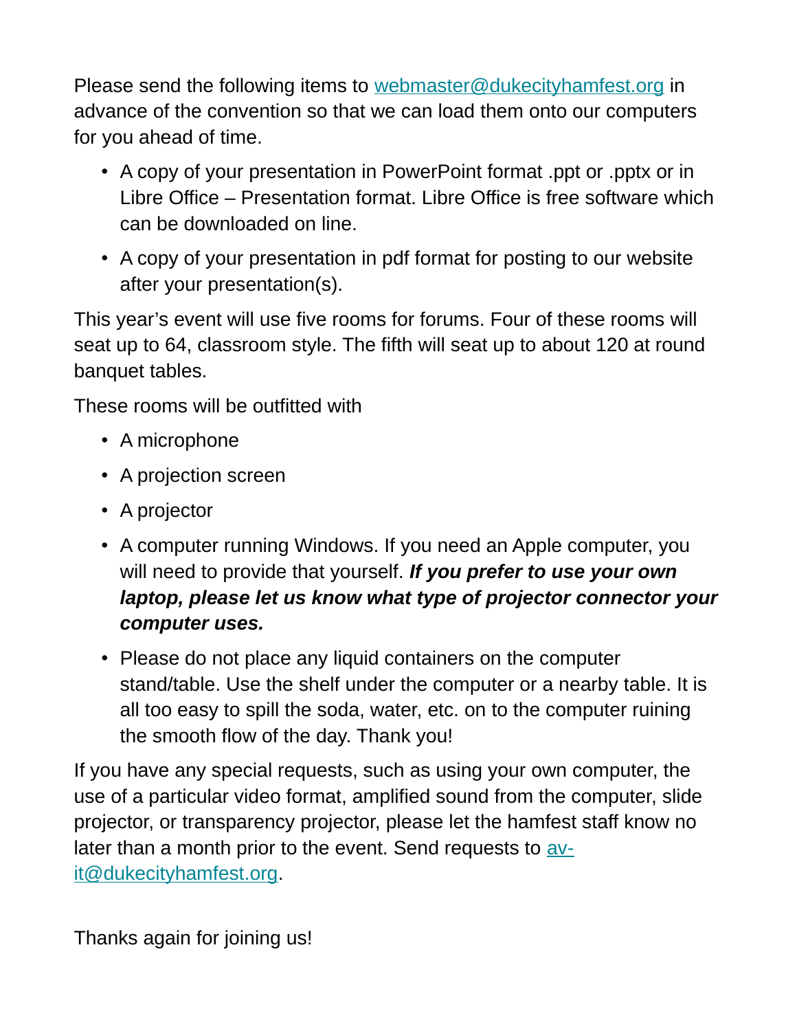Please send the following items to webmaster@dukecityhamfest.org in advance of the convention so that we can load them onto our computers for you ahead of time.

- A copy of your presentation in PowerPoint format .ppt or .pptx or in Libre Office – Presentation format. Libre Office is free software which can be downloaded on line.
- A copy of your presentation in pdf format for posting to our website after your presentation(s).

This year's event will use five rooms for forums. Four of these rooms will seat up to 64, classroom style. The fifth will seat up to about 120 at round banquet tables.

These rooms will be outfitted with

- A microphone
- A projection screen
- A projector
- A computer running Windows. If you need an Apple computer, you will need to provide that yourself. ***If you prefer to use your own laptop, please let us know what type of projector connector your computer uses.***
- Please do not place any liquid containers on the computer stand/table. Use the shelf under the computer or a nearby table. It is all too easy to spill the soda, water, etc. on to the computer ruining the smooth flow of the day. Thank you!

If you have any special requests, such as using your own computer, the use of a particular video format, amplified sound from the computer, slide projector, or transparency projector, please let the hamfest staff know no later than a month prior to the event. Send requests to av-it@dukecityhamfest.org.

Thanks again for joining us!